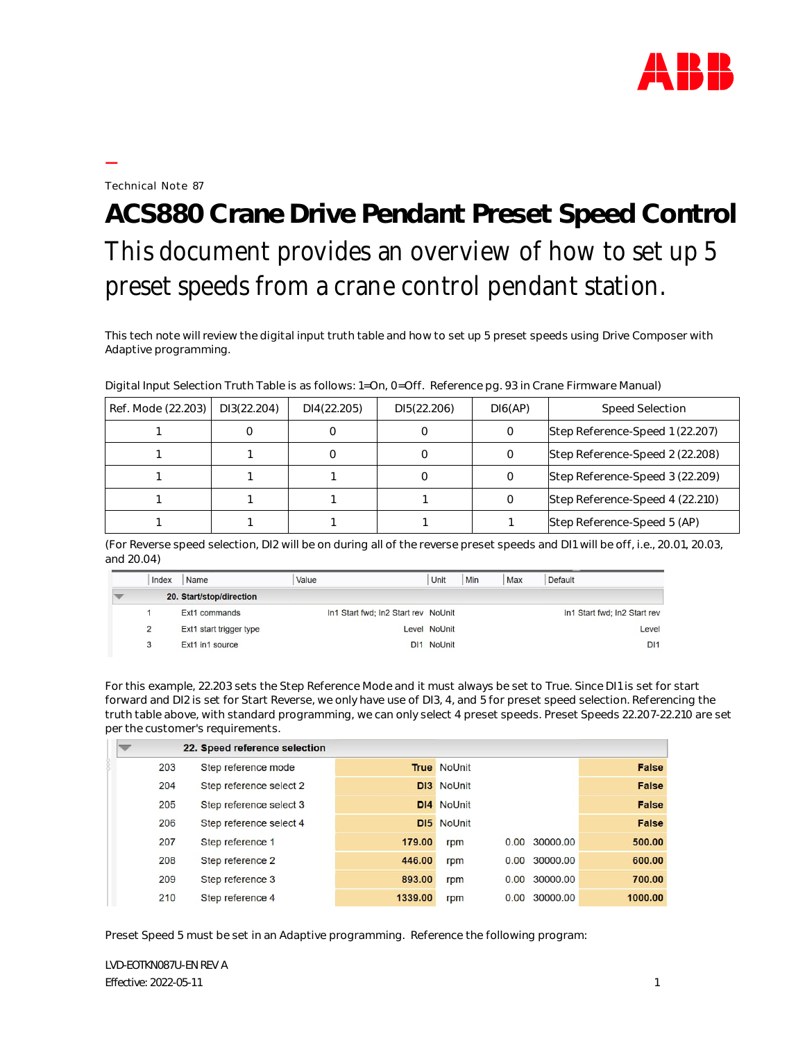Technical Note 87

# ACS880 Crane Drive Pendant Preset Speed Control

## This document provides an overview of how to set up 5 preset speeds from a crane control pendant station.

This tech note will review the digital input truth table and how to set up 5 preset speeds using Drive Composer with Adaptive programming.

Digital Input Selection Truth Table is as follows: 1=On, 0=Off. Reference pg. 93 in Crane Firmware Manual)

| Ref. Mode (22.203) | DI3(22.204) | DI4(22.205) | DI5(22.206) | DI6(AP) | Speed Selection |
|---|---|---|---|---|---|
| 1 | 0 | 0 | 0 | 0 | Step Reference-Speed 1 (22.207) |
| 1 | 1 | 0 | 0 | 0 | Step Reference-Speed 2 (22.208) |
| 1 | 1 | 1 | 0 | 0 | Step Reference-Speed 3 (22.209) |
| 1 | 1 | 1 | 1 | 0 | Step Reference-Speed 4 (22.210) |
| 1 | 1 | 1 | 1 | 1 | Step Reference-Speed 5 (AP) |

(For Reverse speed selection, DI2 will be on during all of the reverse preset speeds and DI1 will be off, i.e., 20.01, 20.03, and 20.04)

| Index | Name | Value | Unit | Min | Max | Default |
|---|---|---|---|---|---|---|
| | **20. Start/stop/direction** | | | | | |
| 1 | Ext1 commands | In1 Start fwd; In2 Start rev | NoUnit | | | In1 Start fwd; In2 Start rev |
| 2 | Ext1 start trigger type | Level | NoUnit | | | Level |
| 3 | Ext1 in1 source | DI1 | NoUnit | | | DI1 |

For this example, 22.203 sets the Step Reference Mode and it must always be set to True. Since DI1 is set for start forward and DI2 is set for Start Reverse, we only have use of DI3, 4, and 5 for preset speed selection. Referencing the truth table above, with standard programming, we can only select 4 preset speeds. Preset Speeds 22.207-22.210 are set per the customer's requirements.

| Index | Name | Value | Unit | Min | Max | Default |
|---|---|---|---|---|---|---|
| | **22. Speed reference selection** | | | | | |
| 203 | Step reference mode | True | NoUnit | | | False |
| 204 | Step reference select 2 | DI3 | NoUnit | | | False |
| 205 | Step reference select 3 | DI4 | NoUnit | | | False |
| 206 | Step reference select 4 | DI5 | NoUnit | | | False |
| 207 | Step reference 1 | 179.00 | rpm | 0.00 | 30000.00 | 500.00 |
| 208 | Step reference 2 | 446.00 | rpm | 0.00 | 30000.00 | 600.00 |
| 209 | Step reference 3 | 893.00 | rpm | 0.00 | 30000.00 | 700.00 |
| 210 | Step reference 4 | 1339.00 | rpm | 0.00 | 30000.00 | 1000.00 |

Preset Speed 5 must be set in an Adaptive programming. Reference the following program:

LVD-EOTKN087U-EN REV A
Effective: 2022-05-11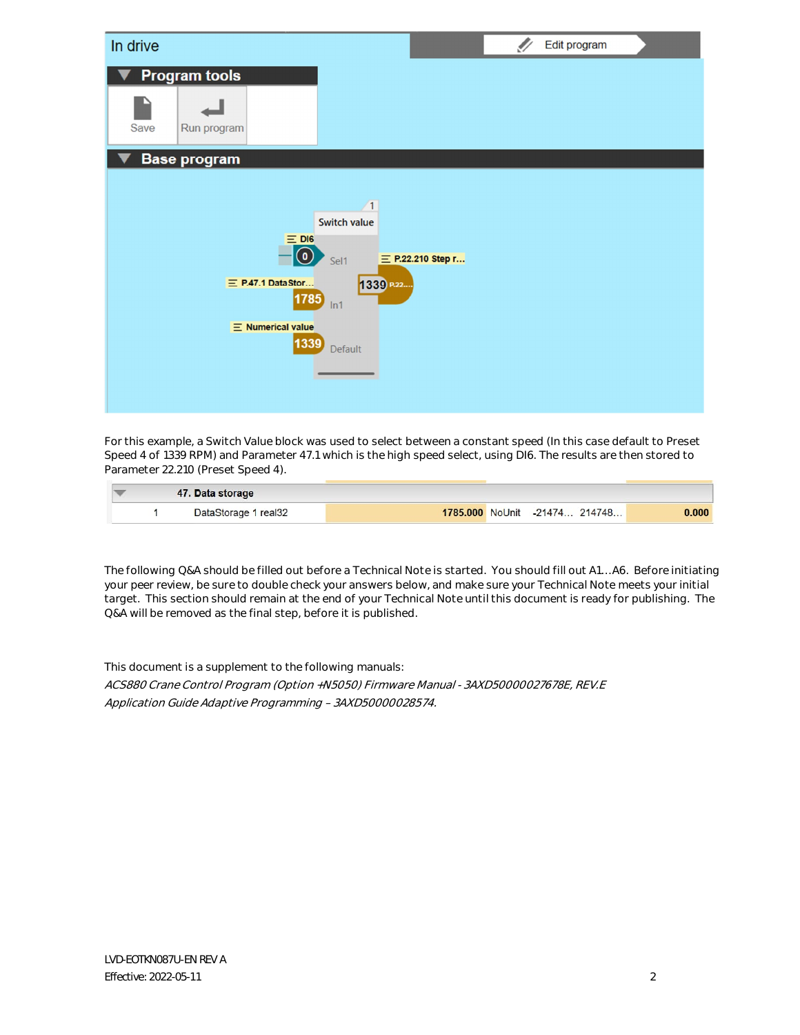In drive

Edit program

**Program tools**

Save

Run program

**Base program**

1

Switch value

DI6

0

Sel1

P.22.210 Step r...

P.47.1 DataStor...

1339 P.22....

1785

In1

Numerical value

1339

Default

For this example, a Switch Value block was used to select between a constant speed (In this case default to Preset Speed 4 of 1339 RPM) and Parameter 47.1 which is the high speed select, using DI6. The results are then stored to Parameter 22.210 (Preset Speed 4).

| | 47. Data storage | | | | |
|---|---|---|---|---|---|
| 1 | DataStorage 1 real32 | 1785.000 | NoUnit | -21474… 214748… | 0.000 |

The following Q&A should be filled out before a Technical Note is started. You should fill out A1…A6. Before initiating your peer review, be sure to double check your answers below, and make sure your Technical Note meets your initial target. This section should remain at the end of your Technical Note until this document is ready for publishing. The Q&A will be removed as the final step, before it is published.

This document is a supplement to the following manuals:

*ACS880 Crane Control Program (Option +N5050) Firmware Manual - 3AXD50000027678E, REV.E*

*Application Guide Adaptive Programming – 3AXD50000028574.*

LVD-EOTKN087U-EN REV A
Effective: 2022-05-11